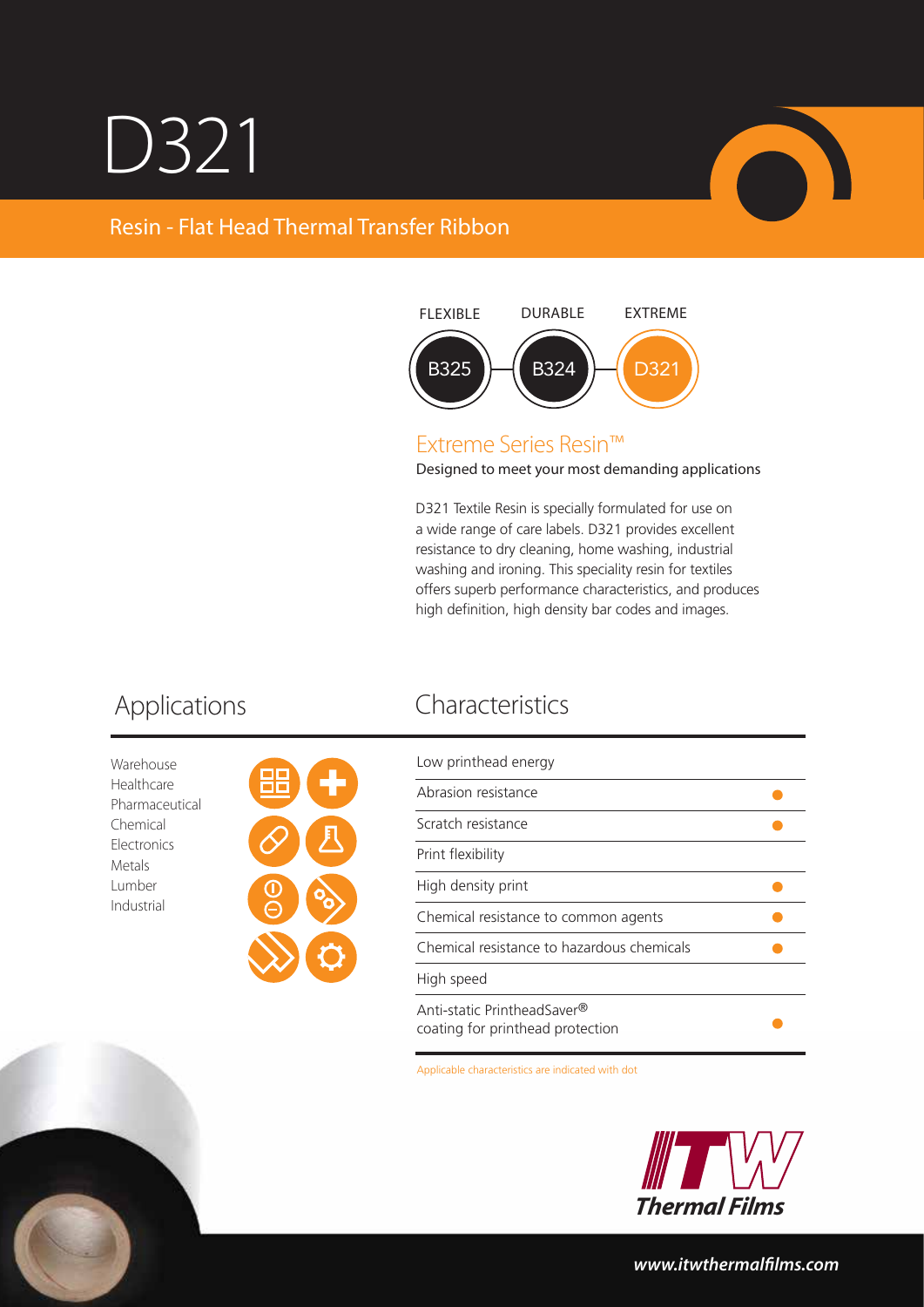# D321

## Resin - Flat Head Thermal Transfer Ribbon

| FLEXIBLE | DURABLE | EXTREME |
|---|---|---|
| B325 | B324 | D321 |

### Extreme Series Resin™

Designed to meet your most demanding applications

D321 Textile Resin is specially formulated for use on a wide range of care labels. D321 provides excellent resistance to dry cleaning, home washing, industrial washing and ironing. This speciality resin for textiles offers superb performance characteristics, and produces high definition, high density bar codes and images.

## Applications

- Warehouse
- Healthcare
- Pharmaceutical
- Chemical
- Electronics
- Metals
- Lumber
- Industrial

## Characteristics

| Characteristic | |
|---|---|
| Low printhead energy | |
| Abrasion resistance | ● |
| Scratch resistance | ● |
| Print flexibility | |
| High density print | ● |
| Chemical resistance to common agents | ● |
| Chemical resistance to hazardous chemicals | ● |
| High speed | |
| Anti-static PrintheadSaver® coating for printhead protection | ● |

Applicable characteristics are indicated with dot

ITW Thermal Films

www.itwthermalfilms.com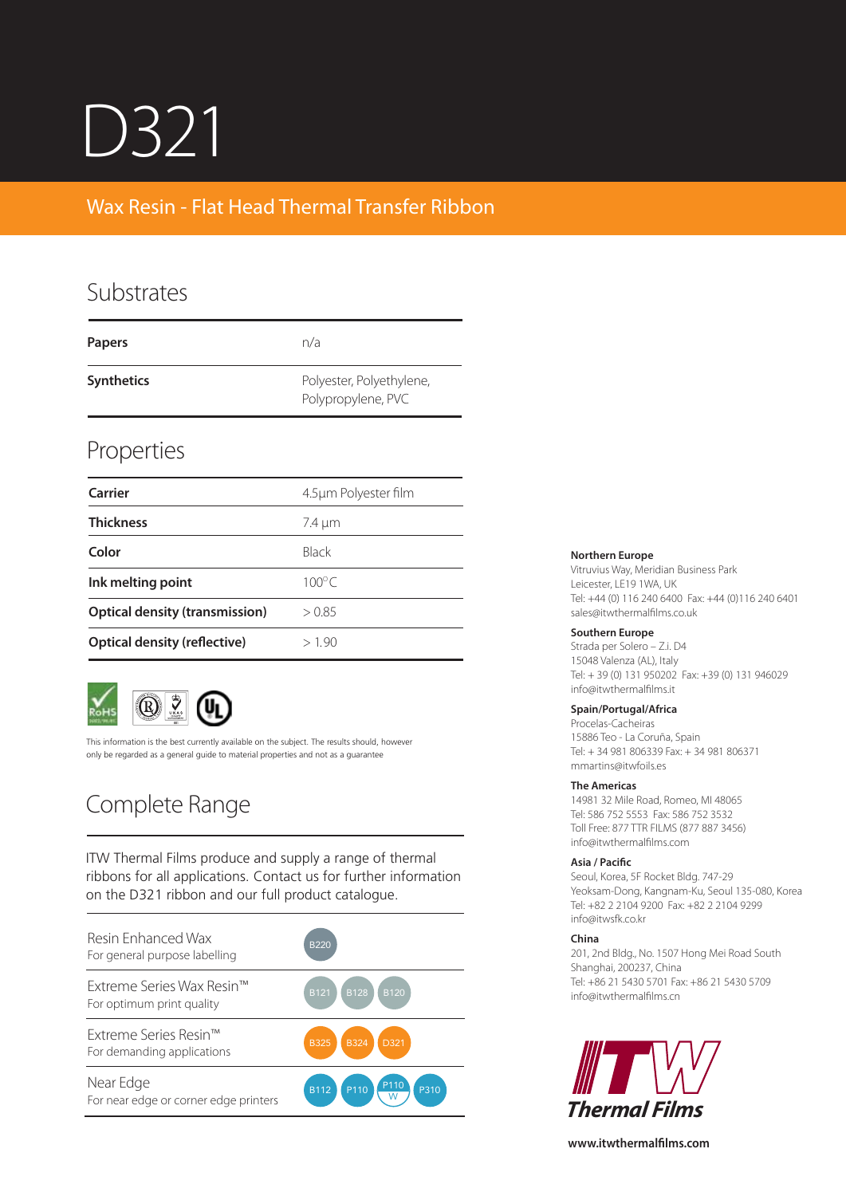# D321

## Wax Resin - Flat Head Thermal Transfer Ribbon

## Substrates

| | |
|---|---|
| **Papers** | n/a |
| **Synthetics** | Polyester, Polyethylene, Polypropylene, PVC |

## Properties

| | |
|---|---|
| **Carrier** | 4.5µm Polyester film |
| **Thickness** | 7.4 µm |
| **Color** | Black |
| **Ink melting point** | 100°C |
| **Optical density (transmission)** | > 0.85 |
| **Optical density (reflective)** | > 1.90 |

This information is the best currently available on the subject. The results should, however only be regarded as a general guide to material properties and not as a guarantee

## Complete Range

ITW Thermal Films produce and supply a range of thermal ribbons for all applications. Contact us for further information on the D321 ribbon and our full product catalogue.

| | |
|---|---|
| Resin Enhanced Wax<br>For general purpose labelling | B220 |
| Extreme Series Wax Resin™<br>For optimum print quality | B121, B128, B120 |
| Extreme Series Resin™<br>For demanding applications | B325, B324, D321 |
| Near Edge<br>For near edge or corner edge printers | B112, P110, P110 W, P310 |

**Northern Europe**
Vitruvius Way, Meridian Business Park
Leicester, LE19 1WA, UK
Tel: +44 (0) 116 240 6400 Fax: +44 (0)116 240 6401
sales@itwthermalfilms.co.uk

**Southern Europe**
Strada per Solero – Z.i. D4
15048 Valenza (AL), Italy
Tel: + 39 (0) 131 950202 Fax: +39 (0) 131 946029
info@itwthermalfilms.it

**Spain/Portugal/Africa**
Procelas-Cacheiras
15886 Teo - La Coruña, Spain
Tel: + 34 981 806339 Fax: + 34 981 806371
mmartins@itwfoils.es

**The Americas**
14981 32 Mile Road, Romeo, MI 48065
Tel: 586 752 5553 Fax: 586 752 3532
Toll Free: 877 TTR FILMS (877 887 3456)
info@itwthermalfilms.com

**Asia / Pacific**
Seoul, Korea, 5F Rocket Bldg. 747-29
Yeoksam-Dong, Kangnam-Ku, Seoul 135-080, Korea
Tel: +82 2 2104 9200 Fax: +82 2 2104 9299
info@itwsfk.co.kr

**China**
201, 2nd Bldg., No. 1507 Hong Mei Road South
Shanghai, 200237, China
Tel: +86 21 5430 5701 Fax: +86 21 5430 5709
info@itwthermalfilms.cn

ITW Thermal Films

**www.itwthermalfilms.com**